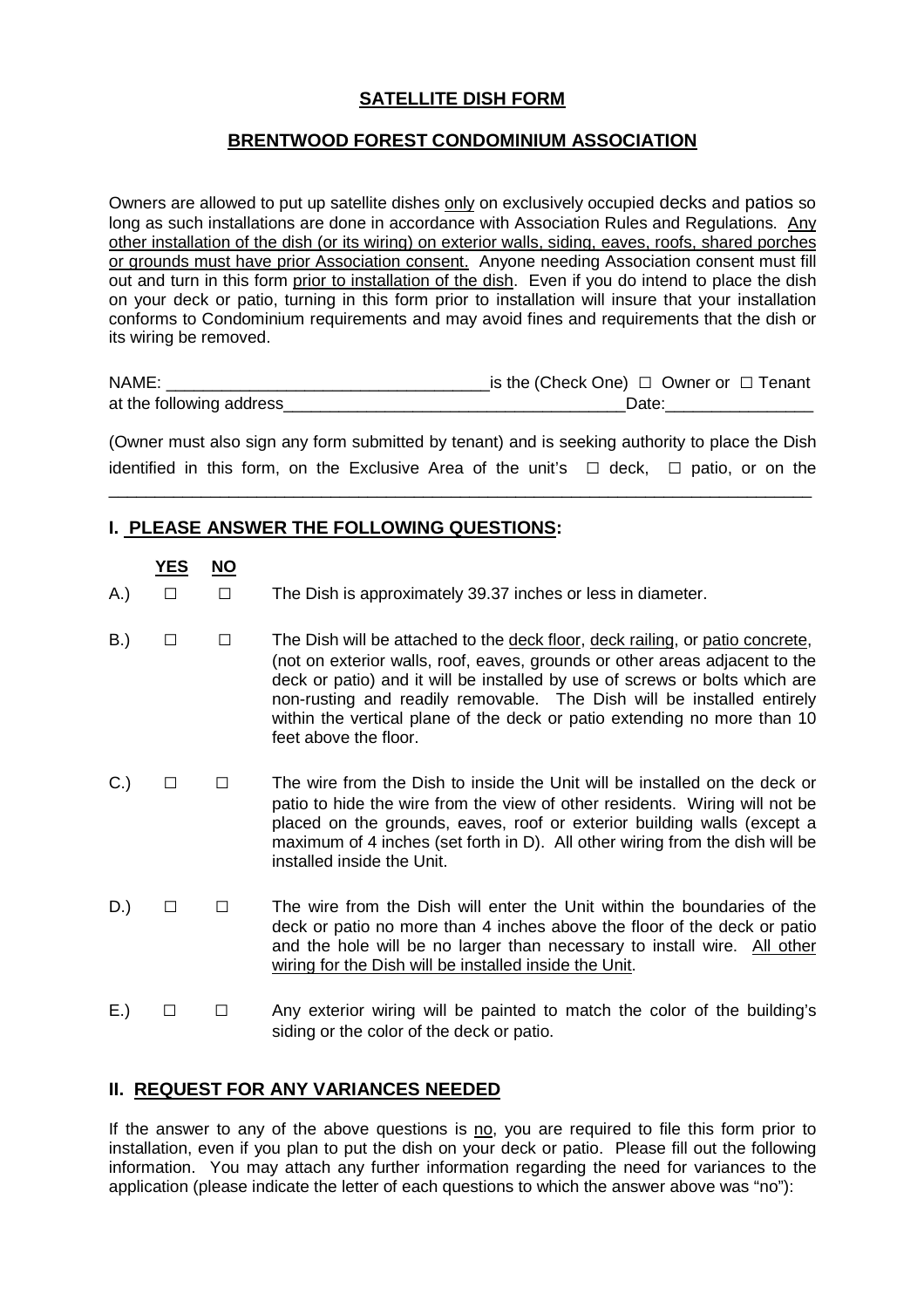# SATELLITE DISH FORM

## BRENTWOOD FOREST CONDOMINIUM ASSOCIATION

Owners are allowed to put up satellite dishes only on exclusively occupied decks and patios so long as such installations are done in accordance with Association Rules and Regulations. Any other installation of the dish (or its wiring) on exterior walls, siding, eaves, roofs, shared porches or grounds must have prior Association consent. Anyone needing Association consent must fill out and turn in this form prior to installation of the dish. Even if you do intend to place the dish on your deck or patio, turning in this form prior to installation will insure that your installation conforms to Condominium requirements and may avoid fines and requirements that the dish or its wiring be removed.

NAME: ___________________________________is the (Check One) ☐ Owner or ☐ Tenant
at the following address_____________________________________Date:________________

(Owner must also sign any form submitted by tenant) and is seeking authority to place the Dish identified in this form, on the Exclusive Area of the unit's ☐ deck, ☐ patio, or on the
_____________________________________________________________________________

## I. PLEASE ANSWER THE FOLLOWING QUESTIONS:

| | YES | NO | |
|---|---|---|---|
| A.) | ☐ | ☐ | The Dish is approximately 39.37 inches or less in diameter. |
| B.) | ☐ | ☐ | The Dish will be attached to the deck floor, deck railing, or patio concrete, (not on exterior walls, roof, eaves, grounds or other areas adjacent to the deck or patio) and it will be installed by use of screws or bolts which are non-rusting and readily removable. The Dish will be installed entirely within the vertical plane of the deck or patio extending no more than 10 feet above the floor. |
| C.) | ☐ | ☐ | The wire from the Dish to inside the Unit will be installed on the deck or patio to hide the wire from the view of other residents. Wiring will not be placed on the grounds, eaves, roof or exterior building walls (except a maximum of 4 inches (set forth in D). All other wiring from the dish will be installed inside the Unit. |
| D.) | ☐ | ☐ | The wire from the Dish will enter the Unit within the boundaries of the deck or patio no more than 4 inches above the floor of the deck or patio and the hole will be no larger than necessary to install wire. All other wiring for the Dish will be installed inside the Unit. |
| E.) | ☐ | ☐ | Any exterior wiring will be painted to match the color of the building's siding or the color of the deck or patio. |

## II. REQUEST FOR ANY VARIANCES NEEDED

If the answer to any of the above questions is no, you are required to file this form prior to installation, even if you plan to put the dish on your deck or patio. Please fill out the following information. You may attach any further information regarding the need for variances to the application (please indicate the letter of each questions to which the answer above was "no"):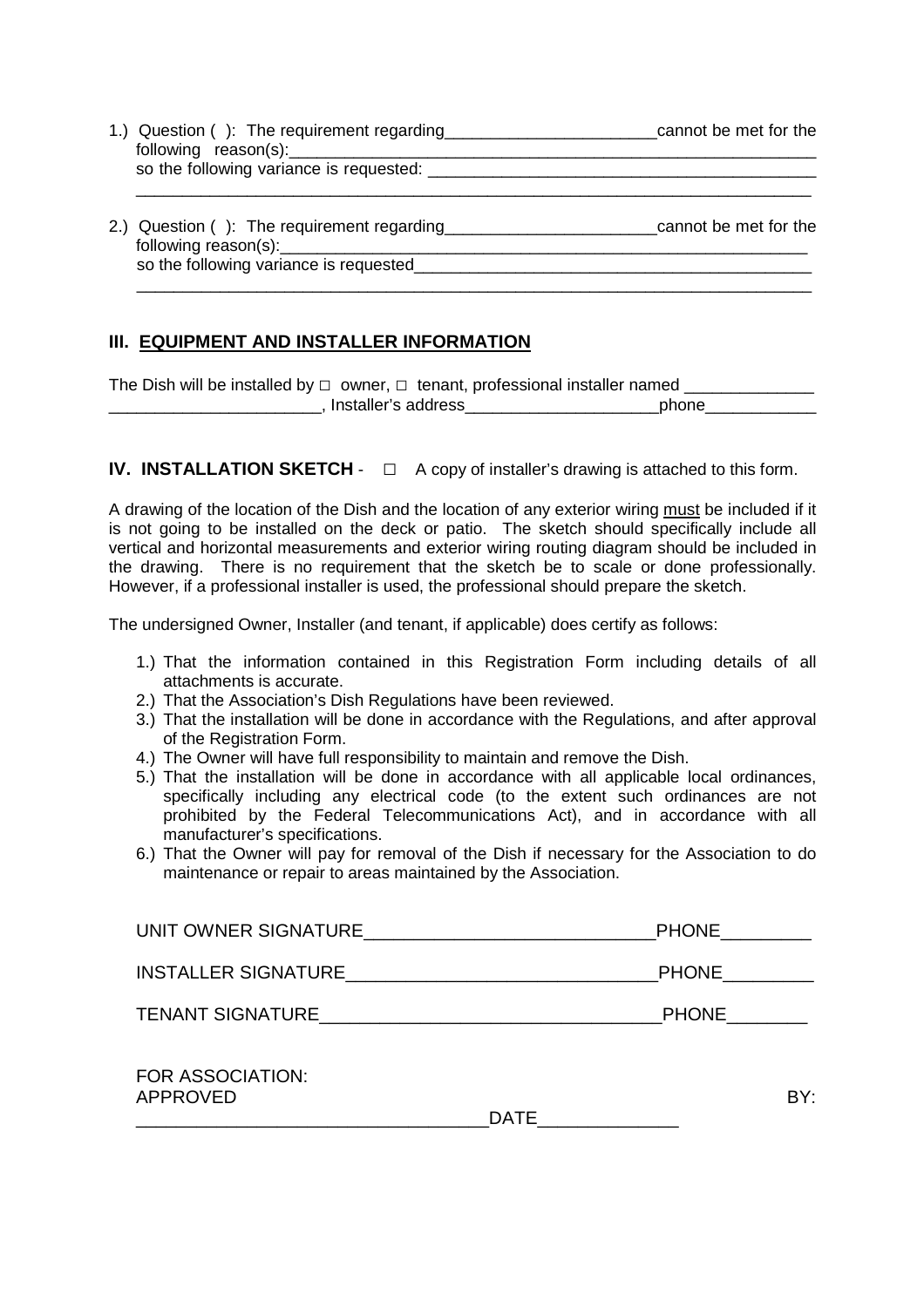1.) Question ( ): The requirement regarding_______________________cannot be met for the following reason(s):___________________________________________________________
so the following variance is requested: ___________________________________________
___________________________________________________________________________

2.) Question ( ): The requirement regarding_______________________cannot be met for the following reason(s):___________________________________________________________
so the following variance is requested___________________________________________
___________________________________________________________________________

## III. EQUIPMENT AND INSTALLER INFORMATION

The Dish will be installed by □ owner, □ tenant, professional installer named ______________
_______________________, Installer's address_____________________phone____________

## IV. INSTALLATION SKETCH - □ A copy of installer's drawing is attached to this form.

A drawing of the location of the Dish and the location of any exterior wiring must be included if it is not going to be installed on the deck or patio. The sketch should specifically include all vertical and horizontal measurements and exterior wiring routing diagram should be included in the drawing. There is no requirement that the sketch be to scale or done professionally. However, if a professional installer is used, the professional should prepare the sketch.

The undersigned Owner, Installer (and tenant, if applicable) does certify as follows:

1.) That the information contained in this Registration Form including details of all attachments is accurate.
2.) That the Association's Dish Regulations have been reviewed.
3.) That the installation will be done in accordance with the Regulations, and after approval of the Registration Form.
4.) The Owner will have full responsibility to maintain and remove the Dish.
5.) That the installation will be done in accordance with all applicable local ordinances, specifically including any electrical code (to the extent such ordinances are not prohibited by the Federal Telecommunications Act), and in accordance with all manufacturer's specifications.
6.) That the Owner will pay for removal of the Dish if necessary for the Association to do maintenance or repair to areas maintained by the Association.

UNIT OWNER SIGNATURE_____________________________PHONE_________

INSTALLER SIGNATURE_______________________________PHONE_________

TENANT SIGNATURE__________________________________PHONE________

FOR ASSOCIATION:
APPROVED BY:
__________________________________DATE______________